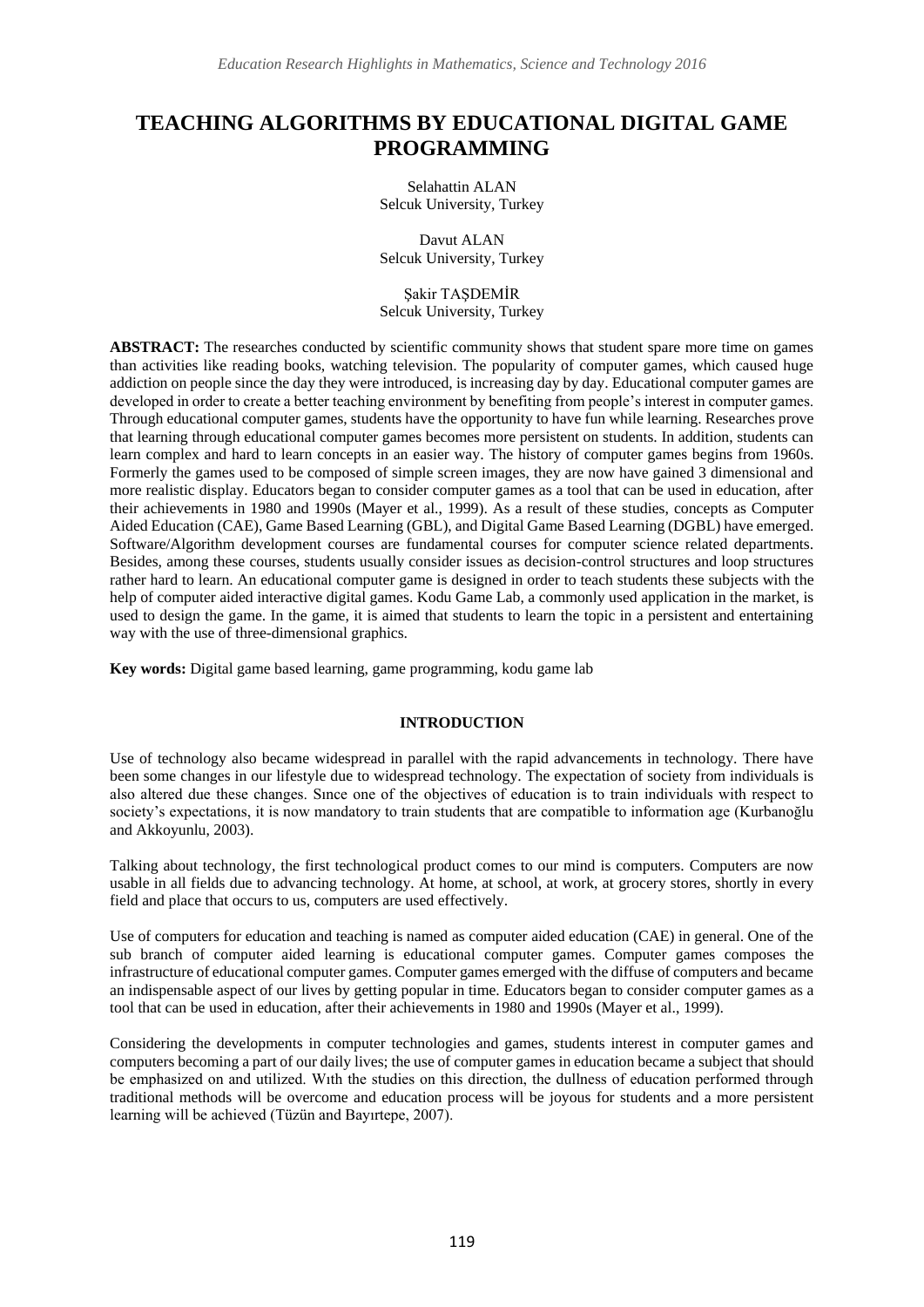# TEACHING ALGORITHMS BY EDUCATIONAL DIGITAL GAME PROGRAMMING

Selahattin ALAN
Selcuk University, Turkey

Davut ALAN
Selcuk University, Turkey

Şakir TAŞDEMİR
Selcuk University, Turkey

**ABSTRACT:** The researches conducted by scientific community shows that student spare more time on games than activities like reading books, watching television. The popularity of computer games, which caused huge addiction on people since the day they were introduced, is increasing day by day. Educational computer games are developed in order to create a better teaching environment by benefiting from people's interest in computer games. Through educational computer games, students have the opportunity to have fun while learning. Researches prove that learning through educational computer games becomes more persistent on students. In addition, students can learn complex and hard to learn concepts in an easier way. The history of computer games begins from 1960s. Formerly the games used to be composed of simple screen images, they are now have gained 3 dimensional and more realistic display. Educators began to consider computer games as a tool that can be used in education, after their achievements in 1980 and 1990s (Mayer et al., 1999). As a result of these studies, concepts as Computer Aided Education (CAE), Game Based Learning (GBL), and Digital Game Based Learning (DGBL) have emerged. Software/Algorithm development courses are fundamental courses for computer science related departments. Besides, among these courses, students usually consider issues as decision-control structures and loop structures rather hard to learn. An educational computer game is designed in order to teach students these subjects with the help of computer aided interactive digital games. Kodu Game Lab, a commonly used application in the market, is used to design the game. In the game, it is aimed that students to learn the topic in a persistent and entertaining way with the use of three-dimensional graphics.

**Key words:** Digital game based learning, game programming, kodu game lab

## INTRODUCTION

Use of technology also became widespread in parallel with the rapid advancements in technology. There have been some changes in our lifestyle due to widespread technology. The expectation of society from individuals is also altered due these changes. Sınce one of the objectives of education is to train individuals with respect to society's expectations, it is now mandatory to train students that are compatible to information age (Kurbanoğlu and Akkoyunlu, 2003).

Talking about technology, the first technological product comes to our mind is computers. Computers are now usable in all fields due to advancing technology. At home, at school, at work, at grocery stores, shortly in every field and place that occurs to us, computers are used effectively.

Use of computers for education and teaching is named as computer aided education (CAE) in general. One of the sub branch of computer aided learning is educational computer games. Computer games composes the infrastructure of educational computer games. Computer games emerged with the diffuse of computers and became an indispensable aspect of our lives by getting popular in time. Educators began to consider computer games as a tool that can be used in education, after their achievements in 1980 and 1990s (Mayer et al., 1999).

Considering the developments in computer technologies and games, students interest in computer games and computers becoming a part of our daily lives; the use of computer games in education became a subject that should be emphasized on and utilized. Wıth the studies on this direction, the dullness of education performed through traditional methods will be overcome and education process will be joyous for students and a more persistent learning will be achieved (Tüzün and Bayırtepe, 2007).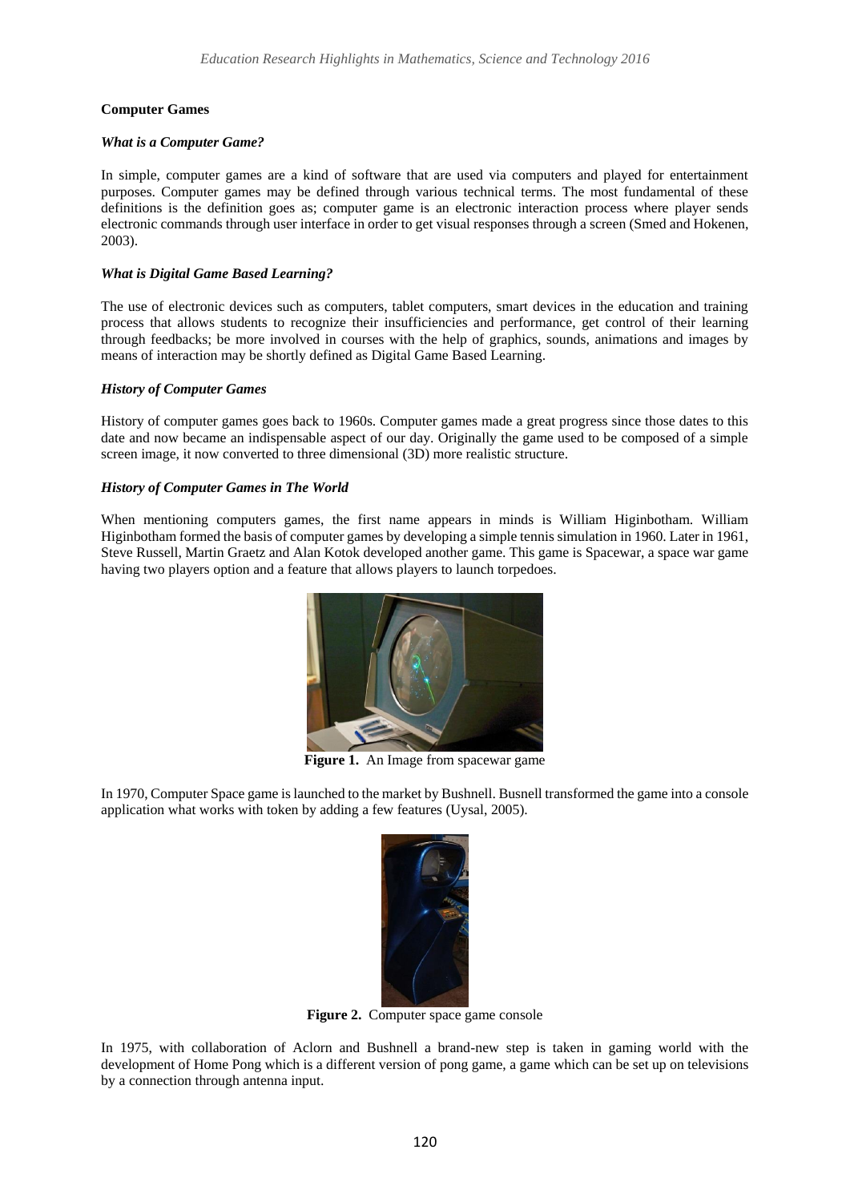### Computer Games

#### *What is a Computer Game?*

In simple, computer games are a kind of software that are used via computers and played for entertainment purposes. Computer games may be defined through various technical terms. The most fundamental of these definitions is the definition goes as; computer game is an electronic interaction process where player sends electronic commands through user interface in order to get visual responses through a screen (Smed and Hokenen, 2003).

#### *What is Digital Game Based Learning?*

The use of electronic devices such as computers, tablet computers, smart devices in the education and training process that allows students to recognize their insufficiencies and performance, get control of their learning through feedbacks; be more involved in courses with the help of graphics, sounds, animations and images by means of interaction may be shortly defined as Digital Game Based Learning.

#### *History of Computer Games*

History of computer games goes back to 1960s. Computer games made a great progress since those dates to this date and now became an indispensable aspect of our day. Originally the game used to be composed of a simple screen image, it now converted to three dimensional (3D) more realistic structure.

#### *History of Computer Games in The World*

When mentioning computers games, the first name appears in minds is William Higinbotham. William Higinbotham formed the basis of computer games by developing a simple tennis simulation in 1960. Later in 1961, Steve Russell, Martin Graetz and Alan Kotok developed another game. This game is Spacewar, a space war game having two players option and a feature that allows players to launch torpedoes.

**Figure 1.** An Image from spacewar game

In 1970, Computer Space game is launched to the market by Bushnell. Busnell transformed the game into a console application what works with token by adding a few features (Uysal, 2005).

**Figure 2.** Computer space game console

In 1975, with collaboration of Aclorn and Bushnell a brand-new step is taken in gaming world with the development of Home Pong which is a different version of pong game, a game which can be set up on televisions by a connection through antenna input.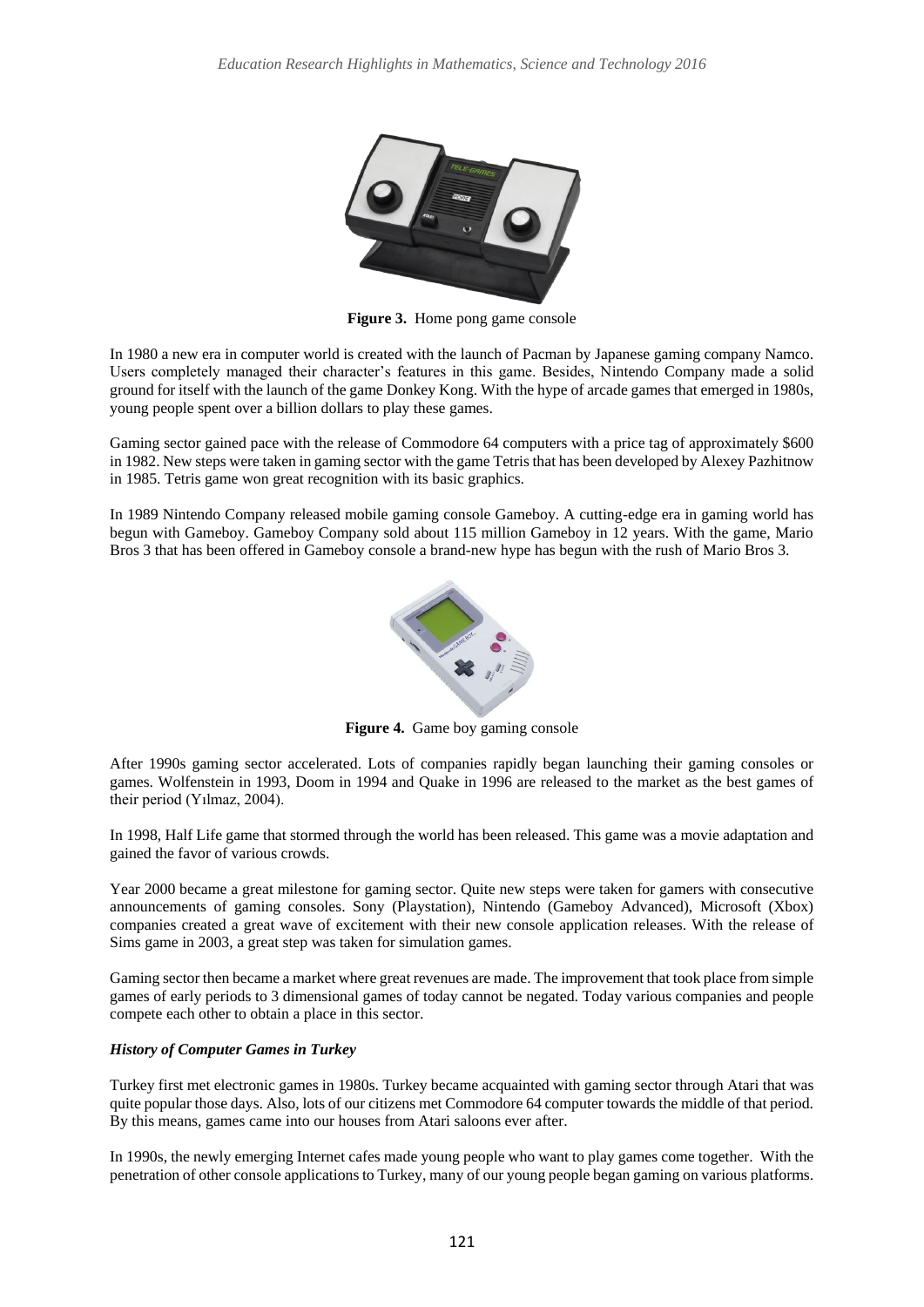**Figure 3.** Home pong game console

In 1980 a new era in computer world is created with the launch of Pacman by Japanese gaming company Namco. Users completely managed their character's features in this game. Besides, Nintendo Company made a solid ground for itself with the launch of the game Donkey Kong. With the hype of arcade games that emerged in 1980s, young people spent over a billion dollars to play these games.

Gaming sector gained pace with the release of Commodore 64 computers with a price tag of approximately $600 in 1982. New steps were taken in gaming sector with the game Tetris that has been developed by Alexey Pazhitnow in 1985. Tetris game won great recognition with its basic graphics.

In 1989 Nintendo Company released mobile gaming console Gameboy. A cutting-edge era in gaming world has begun with Gameboy. Gameboy Company sold about 115 million Gameboy in 12 years. With the game, Mario Bros 3 that has been offered in Gameboy console a brand-new hype has begun with the rush of Mario Bros 3.

**Figure 4.** Game boy gaming console

After 1990s gaming sector accelerated. Lots of companies rapidly began launching their gaming consoles or games. Wolfenstein in 1993, Doom in 1994 and Quake in 1996 are released to the market as the best games of their period (Yılmaz, 2004).

In 1998, Half Life game that stormed through the world has been released. This game was a movie adaptation and gained the favor of various crowds.

Year 2000 became a great milestone for gaming sector. Quite new steps were taken for gamers with consecutive announcements of gaming consoles. Sony (Playstation), Nintendo (Gameboy Advanced), Microsoft (Xbox) companies created a great wave of excitement with their new console application releases. With the release of Sims game in 2003, a great step was taken for simulation games.

Gaming sector then became a market where great revenues are made. The improvement that took place from simple games of early periods to 3 dimensional games of today cannot be negated. Today various companies and people compete each other to obtain a place in this sector.

### *History of Computer Games in Turkey*

Turkey first met electronic games in 1980s. Turkey became acquainted with gaming sector through Atari that was quite popular those days. Also, lots of our citizens met Commodore 64 computer towards the middle of that period. By this means, games came into our houses from Atari saloons ever after.

In 1990s, the newly emerging Internet cafes made young people who want to play games come together. With the penetration of other console applications to Turkey, many of our young people began gaming on various platforms.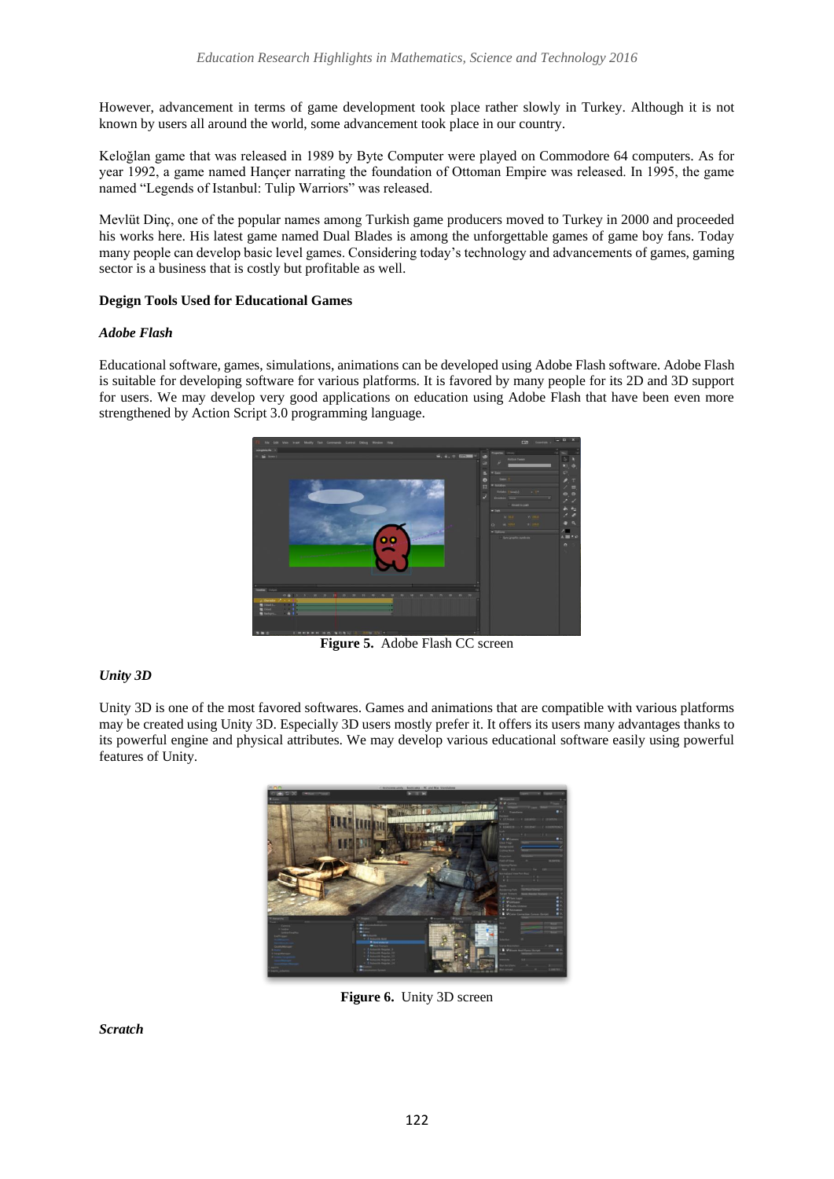However, advancement in terms of game development took place rather slowly in Turkey. Although it is not known by users all around the world, some advancement took place in our country.

Keloğlan game that was released in 1989 by Byte Computer were played on Commodore 64 computers. As for year 1992, a game named Hançer narrating the foundation of Ottoman Empire was released. In 1995, the game named “Legends of Istanbul: Tulip Warriors” was released.

Mevlüt Dinç, one of the popular names among Turkish game producers moved to Turkey in 2000 and proceeded his works here. His latest game named Dual Blades is among the unforgettable games of game boy fans. Today many people can develop basic level games. Considering today’s technology and advancements of games, gaming sector is a business that is costly but profitable as well.

**Degign Tools Used for Educational Games**

***Adobe Flash***

Educational software, games, simulations, animations can be developed using Adobe Flash software. Adobe Flash is suitable for developing software for various platforms. It is favored by many people for its 2D and 3D support for users. We may develop very good applications on education using Adobe Flash that have been even more strengthened by Action Script 3.0 programming language.

**Figure 5.** Adobe Flash CC screen

***Unity 3D***

Unity 3D is one of the most favored softwares. Games and animations that are compatible with various platforms may be created using Unity 3D. Especially 3D users mostly prefer it. It offers its users many advantages thanks to its powerful engine and physical attributes. We may develop various educational software easily using powerful features of Unity.

**Figure 6.** Unity 3D screen

***Scratch***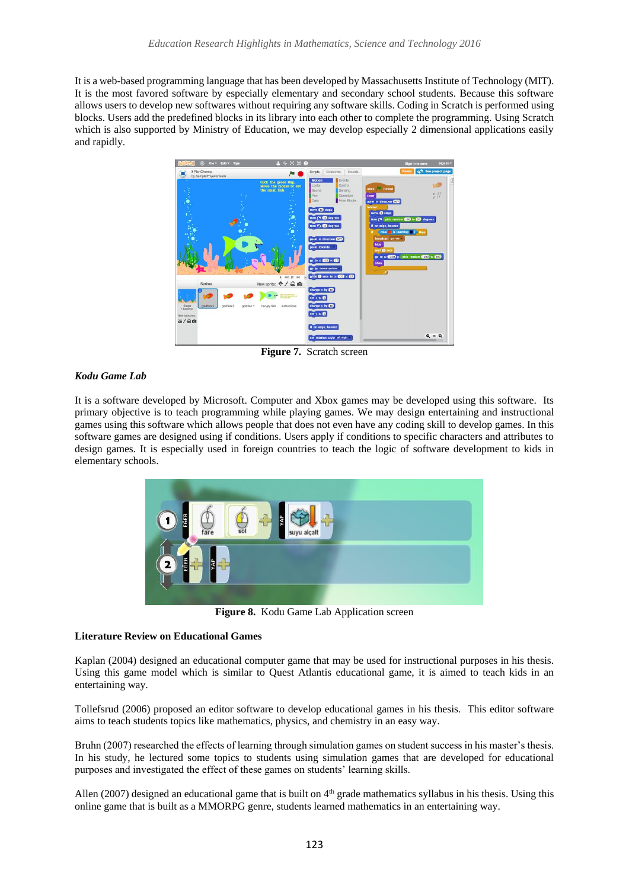It is a web-based programming language that has been developed by Massachusetts Institute of Technology (MIT). It is the most favored software by especially elementary and secondary school students. Because this software allows users to develop new softwares without requiring any software skills. Coding in Scratch is performed using blocks. Users add the predefined blocks in its library into each other to complete the programming. Using Scratch which is also supported by Ministry of Education, we may develop especially 2 dimensional applications easily and rapidly.

**Figure 7.** Scratch screen

### *Kodu Game Lab*

It is a software developed by Microsoft. Computer and Xbox games may be developed using this software. Its primary objective is to teach programming while playing games. We may design entertaining and instructional games using this software which allows people that does not even have any coding skill to develop games. In this software games are designed using if conditions. Users apply if conditions to specific characters and attributes to design games. It is especially used in foreign countries to teach the logic of software development to kids in elementary schools.

**Figure 8.** Kodu Game Lab Application screen

### Literature Review on Educational Games

Kaplan (2004) designed an educational computer game that may be used for instructional purposes in his thesis. Using this game model which is similar to Quest Atlantis educational game, it is aimed to teach kids in an entertaining way.

Tollefsrud (2006) proposed an editor software to develop educational games in his thesis. This editor software aims to teach students topics like mathematics, physics, and chemistry in an easy way.

Bruhn (2007) researched the effects of learning through simulation games on student success in his master's thesis. In his study, he lectured some topics to students using simulation games that are developed for educational purposes and investigated the effect of these games on students' learning skills.

Allen (2007) designed an educational game that is built on 4th grade mathematics syllabus in his thesis. Using this online game that is built as a MMORPG genre, students learned mathematics in an entertaining way.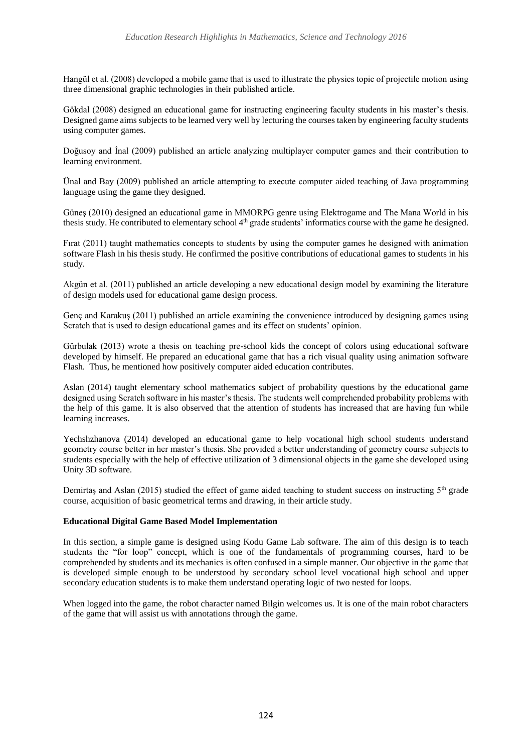Hangül et al. (2008) developed a mobile game that is used to illustrate the physics topic of projectile motion using three dimensional graphic technologies in their published article.

Gökdal (2008) designed an educational game for instructing engineering faculty students in his master's thesis. Designed game aims subjects to be learned very well by lecturing the courses taken by engineering faculty students using computer games.

Doğusoy and İnal (2009) published an article analyzing multiplayer computer games and their contribution to learning environment.

Ünal and Bay (2009) published an article attempting to execute computer aided teaching of Java programming language using the game they designed.

Güneş (2010) designed an educational game in MMORPG genre using Elektrogame and The Mana World in his thesis study. He contributed to elementary school 4th grade students' informatics course with the game he designed.

Fırat (2011) taught mathematics concepts to students by using the computer games he designed with animation software Flash in his thesis study. He confirmed the positive contributions of educational games to students in his study.

Akgün et al. (2011) published an article developing a new educational design model by examining the literature of design models used for educational game design process.

Genç and Karakuş (2011) published an article examining the convenience introduced by designing games using Scratch that is used to design educational games and its effect on students' opinion.

Gürbulak (2013) wrote a thesis on teaching pre-school kids the concept of colors using educational software developed by himself. He prepared an educational game that has a rich visual quality using animation software Flash. Thus, he mentioned how positively computer aided education contributes.

Aslan (2014) taught elementary school mathematics subject of probability questions by the educational game designed using Scratch software in his master's thesis. The students well comprehended probability problems with the help of this game. It is also observed that the attention of students has increased that are having fun while learning increases.

Yechshzhanova (2014) developed an educational game to help vocational high school students understand geometry course better in her master's thesis. She provided a better understanding of geometry course subjects to students especially with the help of effective utilization of 3 dimensional objects in the game she developed using Unity 3D software.

Demirtaş and Aslan (2015) studied the effect of game aided teaching to student success on instructing 5th grade course, acquisition of basic geometrical terms and drawing, in their article study.

**Educational Digital Game Based Model Implementation**

In this section, a simple game is designed using Kodu Game Lab software. The aim of this design is to teach students the "for loop" concept, which is one of the fundamentals of programming courses, hard to be comprehended by students and its mechanics is often confused in a simple manner. Our objective in the game that is developed simple enough to be understood by secondary school level vocational high school and upper secondary education students is to make them understand operating logic of two nested for loops.

When logged into the game, the robot character named Bilgin welcomes us. It is one of the main robot characters of the game that will assist us with annotations through the game.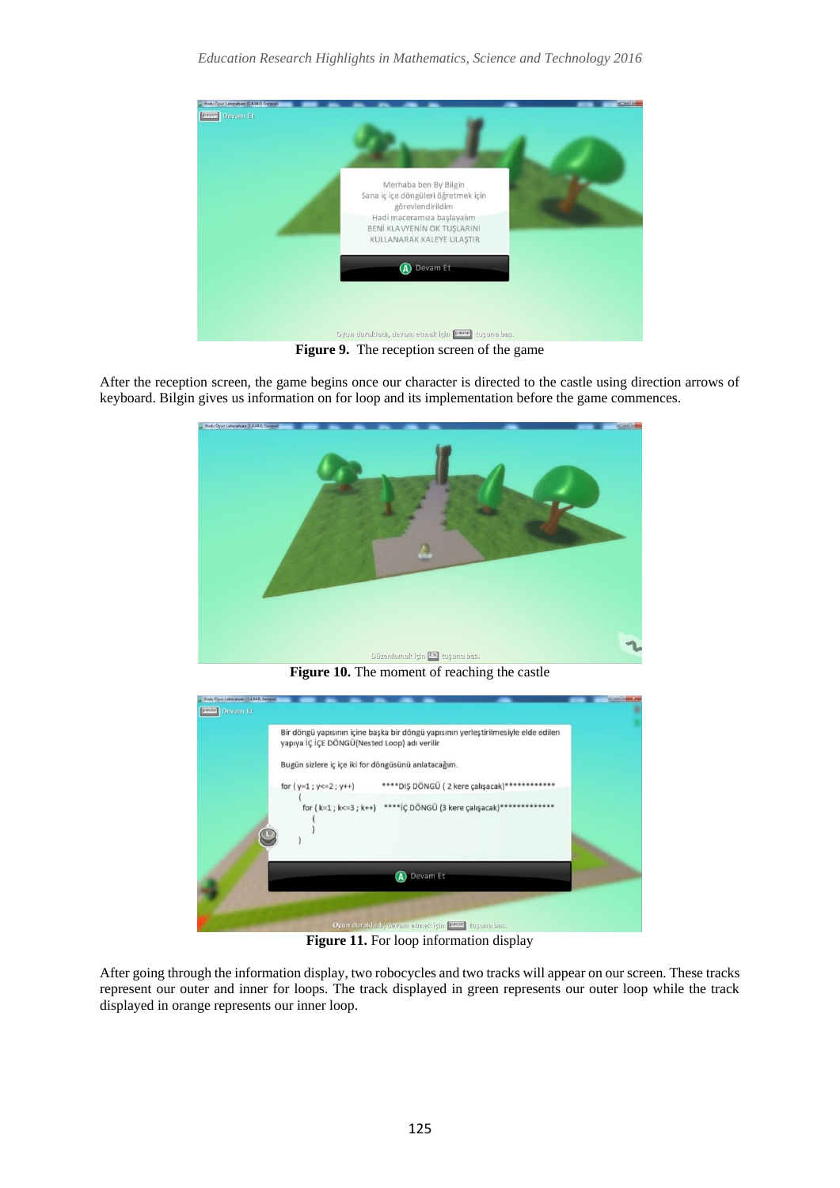Figure 9. The reception screen of the game

After the reception screen, the game begins once our character is directed to the castle using direction arrows of keyboard. Bilgin gives us information on for loop and its implementation before the game commences.

Figure 10. The moment of reaching the castle

Figure 11. For loop information display

After going through the information display, two robocycles and two tracks will appear on our screen. These tracks represent our outer and inner for loops. The track displayed in green represents our outer loop while the track displayed in orange represents our inner loop.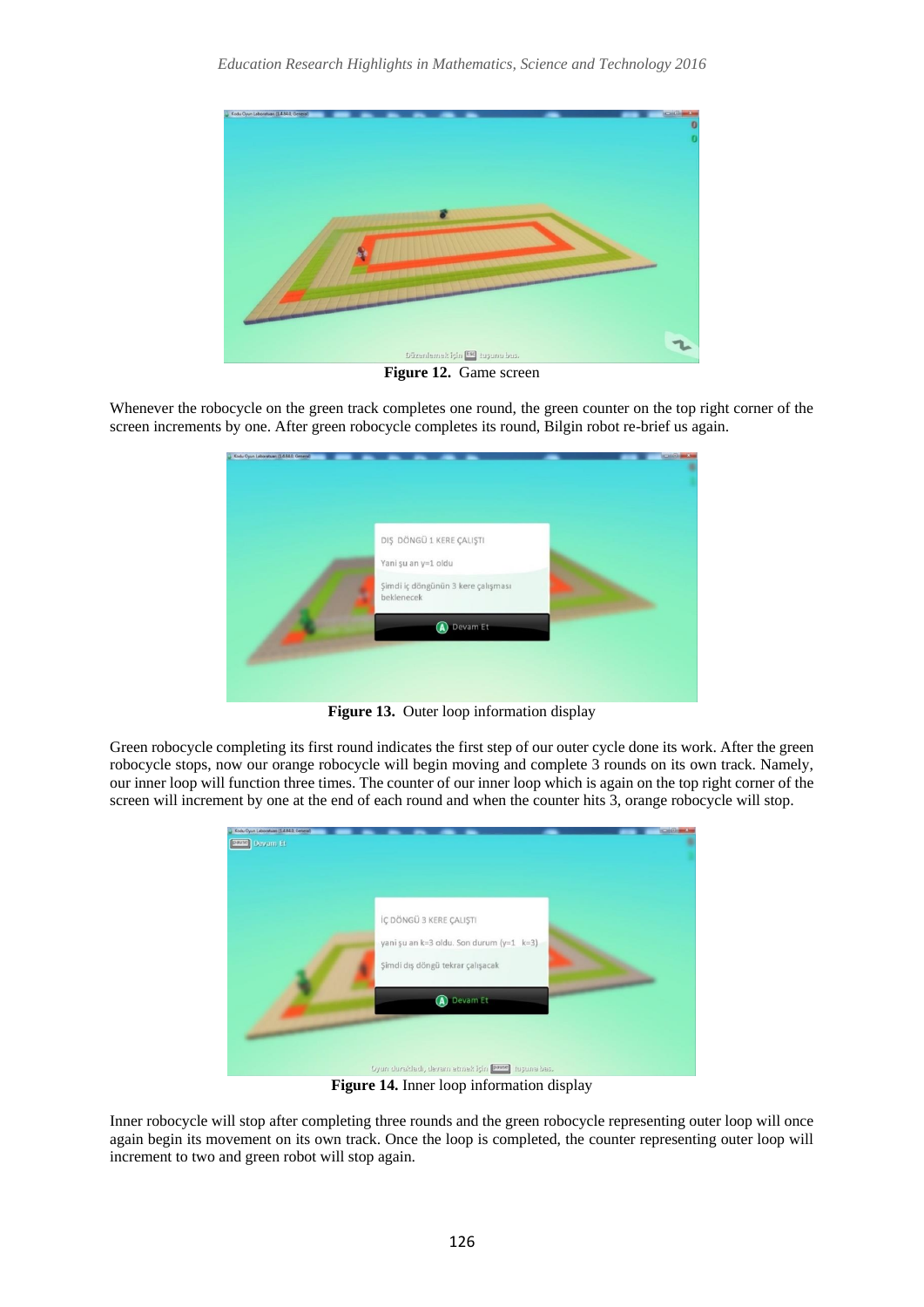Figure 12. Game screen

Whenever the robocycle on the green track completes one round, the green counter on the top right corner of the screen increments by one. After green robocycle completes its round, Bilgin robot re-brief us again.

Figure 13. Outer loop information display

Green robocycle completing its first round indicates the first step of our outer cycle done its work. After the green robocycle stops, now our orange robocycle will begin moving and complete 3 rounds on its own track. Namely, our inner loop will function three times. The counter of our inner loop which is again on the top right corner of the screen will increment by one at the end of each round and when the counter hits 3, orange robocycle will stop.

Figure 14. Inner loop information display

Inner robocycle will stop after completing three rounds and the green robocycle representing outer loop will once again begin its movement on its own track. Once the loop is completed, the counter representing outer loop will increment to two and green robot will stop again.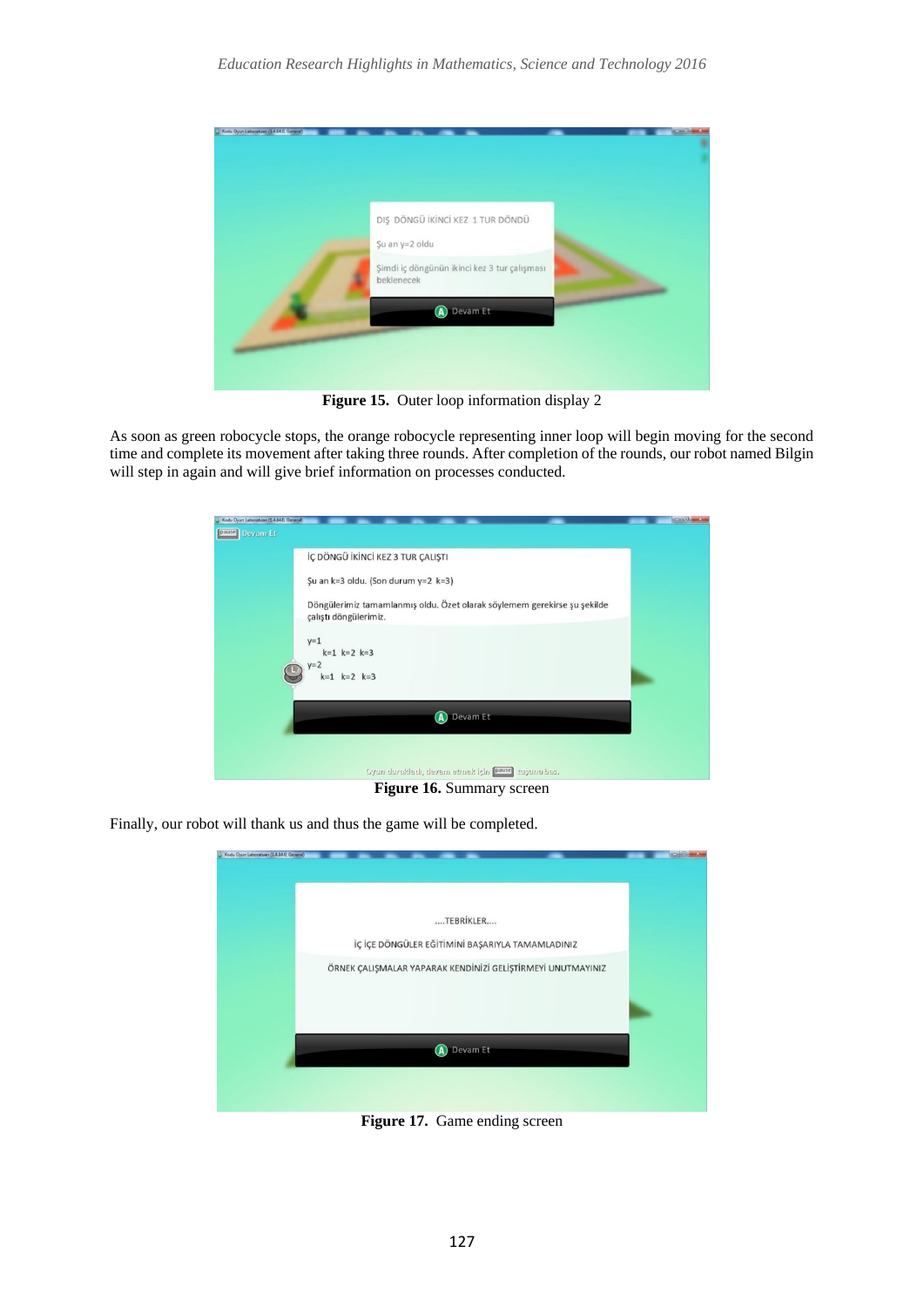**Figure 15.** Outer loop information display 2

As soon as green robocycle stops, the orange robocycle representing inner loop will begin moving for the second time and complete its movement after taking three rounds. After completion of the rounds, our robot named Bilgin will step in again and will give brief information on processes conducted.

**Figure 16.** Summary screen

Finally, our robot will thank us and thus the game will be completed.

**Figure 17.** Game ending screen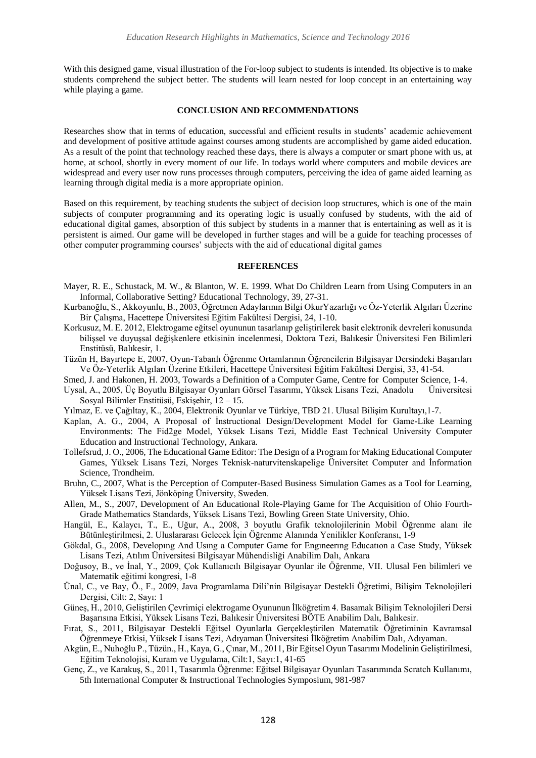With this designed game, visual illustration of the For-loop subject to students is intended. Its objective is to make students comprehend the subject better. The students will learn nested for loop concept in an entertaining way while playing a game.

## CONCLUSION AND RECOMMENDATIONS

Researches show that in terms of education, successful and efficient results in students' academic achievement and development of positive attitude against courses among students are accomplished by game aided education. As a result of the point that technology reached these days, there is always a computer or smart phone with us, at home, at school, shortly in every moment of our life. In todays world where computers and mobile devices are widespread and every user now runs processes through computers, perceiving the idea of game aided learning as learning through digital media is a more appropriate opinion.

Based on this requirement, by teaching students the subject of decision loop structures, which is one of the main subjects of computer programming and its operating logic is usually confused by students, with the aid of educational digital games, absorption of this subject by students in a manner that is entertaining as well as it is persistent is aimed. Our game will be developed in further stages and will be a guide for teaching processes of other computer programming courses' subjects with the aid of educational digital games

## REFERENCES

Mayer, R. E., Schustack, M. W., & Blanton, W. E. 1999. What Do Children Learn from Using Computers in an Informal, Collaborative Setting? Educational Technology, 39, 27-31.

Kurbanoğlu, S., Akkoyunlu, B., 2003, Öğretmen Adaylarının Bilgi OkurYazarlığı ve Öz-Yeterlik Algıları Üzerine Bir Çalışma, Hacettepe Üniversitesi Eğitim Fakültesi Dergisi, 24, 1-10.

Korkusuz, M. E. 2012, Elektrogame eğitsel oyununun tasarlanıp geliştirilerek basit elektronik devreleri konusunda bilişsel ve duyuşsal değişkenlere etkisinin incelenmesi, Doktora Tezi, Balıkesir Üniversitesi Fen Bilimleri Enstitüsü, Balıkesir, 1.

Tüzün H, Bayırtepe E, 2007, Oyun-Tabanlı Öğrenme Ortamlarının Öğrencilerin Bilgisayar Dersindeki Başarıları Ve Öz-Yeterlik Algıları Üzerine Etkileri, Hacettepe Üniversitesi Eğitim Fakültesi Dergisi, 33, 41-54.

Smed, J. and Hakonen, H. 2003, Towards a Definition of a Computer Game, Centre for Computer Science, 1-4.

Uysal, A., 2005, Üç Boyutlu Bilgisayar Oyunları Görsel Tasarımı, Yüksek Lisans Tezi, Anadolu Üniversitesi Sosyal Bilimler Enstitüsü, Eskişehir, 12 – 15.

Yılmaz, E. ve Çağıltay, K., 2004, Elektronik Oyunlar ve Türkiye, TBD 21. Ulusal Bilişim Kurultayı,1-7.

Kaplan, A. G., 2004, A Proposal of İnstructional Design/Development Model for Game-Like Learning Environments: The Fid2ge Model, Yüksek Lisans Tezi, Middle East Technical University Computer Education and Instructional Technology, Ankara.

Tollefsrud, J. O., 2006, The Educational Game Editor: The Design of a Program for Making Educational Computer Games, Yüksek Lisans Tezi, Norges Teknisk-naturvitenskapelige Üniversitet Computer and İnformation Science, Trondheim.

Bruhn, C., 2007, What is the Perception of Computer-Based Business Simulation Games as a Tool for Learning, Yüksek Lisans Tezi, Jönköping Üniversity, Sweden.

Allen, M., S., 2007, Development of An Educational Role-Playing Game for The Acquisition of Ohio Fourth-Grade Mathematics Standards, Yüksek Lisans Tezi, Bowling Green State University, Ohio.

Hangül, E., Kalaycı, T., E., Uğur, A., 2008, 3 boyutlu Grafik teknolojilerinin Mobil Öğrenme alanı ile Bütünleştirilmesi, 2. Uluslararası Gelecek İçin Öğrenme Alanında Yenilikler Konferansı, 1-9

Gökdal, G., 2008, Developıng And Usıng a Computer Game for Engıneerıng Educatıon a Case Study, Yüksek Lisans Tezi, Atılım Üniversitesi Bilgisayar Mühendisliği Anabilim Dalı, Ankara

Doğusoy, B., ve İnal, Y., 2009, Çok Kullanıcılı Bilgisayar Oyunlar ile Öğrenme, VII. Ulusal Fen bilimleri ve Matematik eğitimi kongresi, 1-8

Ünal, C., ve Bay, Ö., F., 2009, Java Programlama Dili'nin Bilgisayar Destekli Öğretimi, Bilişim Teknolojileri Dergisi, Cilt: 2, Sayı: 1

Güneş, H., 2010, Geliştirilen Çevrimiçi elektrogame Oyununun İlköğretim 4. Basamak Bilişim Teknolojileri Dersi Başarısına Etkisi, Yüksek Lisans Tezi, Balıkesir Üniversitesi BÖTE Anabilim Dalı, Balıkesir.

Fırat, S., 2011, Bilgisayar Destekli Eğitsel Oyunlarla Gerçekleştirilen Matematik Öğretiminin Kavramsal Öğrenmeye Etkisi, Yüksek Lisans Tezi, Adıyaman Üniversitesi İlköğretim Anabilim Dalı, Adıyaman.

Akgün, E., Nuhoğlu P., Tüzün., H., Kaya, G., Çınar, M., 2011, Bir Eğitsel Oyun Tasarımı Modelinin Geliştirilmesi, Eğitim Teknolojisi, Kuram ve Uygulama, Cilt:1, Sayı:1, 41-65

Genç, Z., ve Karakuş, S., 2011, Tasarımla Öğrenme: Eğitsel Bilgisayar Oyunları Tasarımında Scratch Kullanımı, 5th International Computer & Instructional Technologies Symposium, 981-987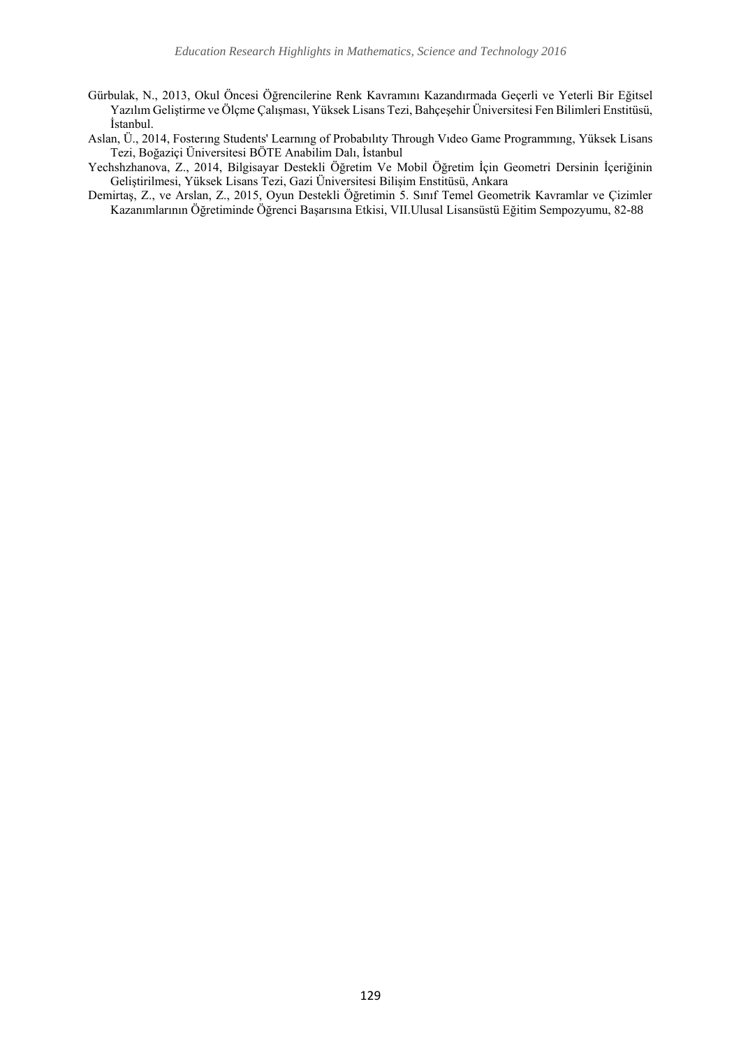Gürbulak, N., 2013, Okul Öncesi Öğrencilerine Renk Kavramını Kazandırmada Geçerli ve Yeterli Bir Eğitsel Yazılım Geliştirme ve Ölçme Çalışması, Yüksek Lisans Tezi, Bahçeşehir Üniversitesi Fen Bilimleri Enstitüsü, İstanbul.

Aslan, Ü., 2014, Fosterıng Students' Learnıng of Probabılıty Through Vıdeo Game Programmıng, Yüksek Lisans Tezi, Boğaziçi Üniversitesi BÖTE Anabilim Dalı, İstanbul

Yechshzhanova, Z., 2014, Bilgisayar Destekli Öğretim Ve Mobil Öğretim İçin Geometri Dersinin İçeriğinin Geliştirilmesi, Yüksek Lisans Tezi, Gazi Üniversitesi Bilişim Enstitüsü, Ankara

Demirtaş, Z., ve Arslan, Z., 2015, Oyun Destekli Öğretimin 5. Sınıf Temel Geometrik Kavramlar ve Çizimler Kazanımlarının Öğretiminde Öğrenci Başarısına Etkisi, VII.Ulusal Lisansüstü Eğitim Sempozyumu, 82-88